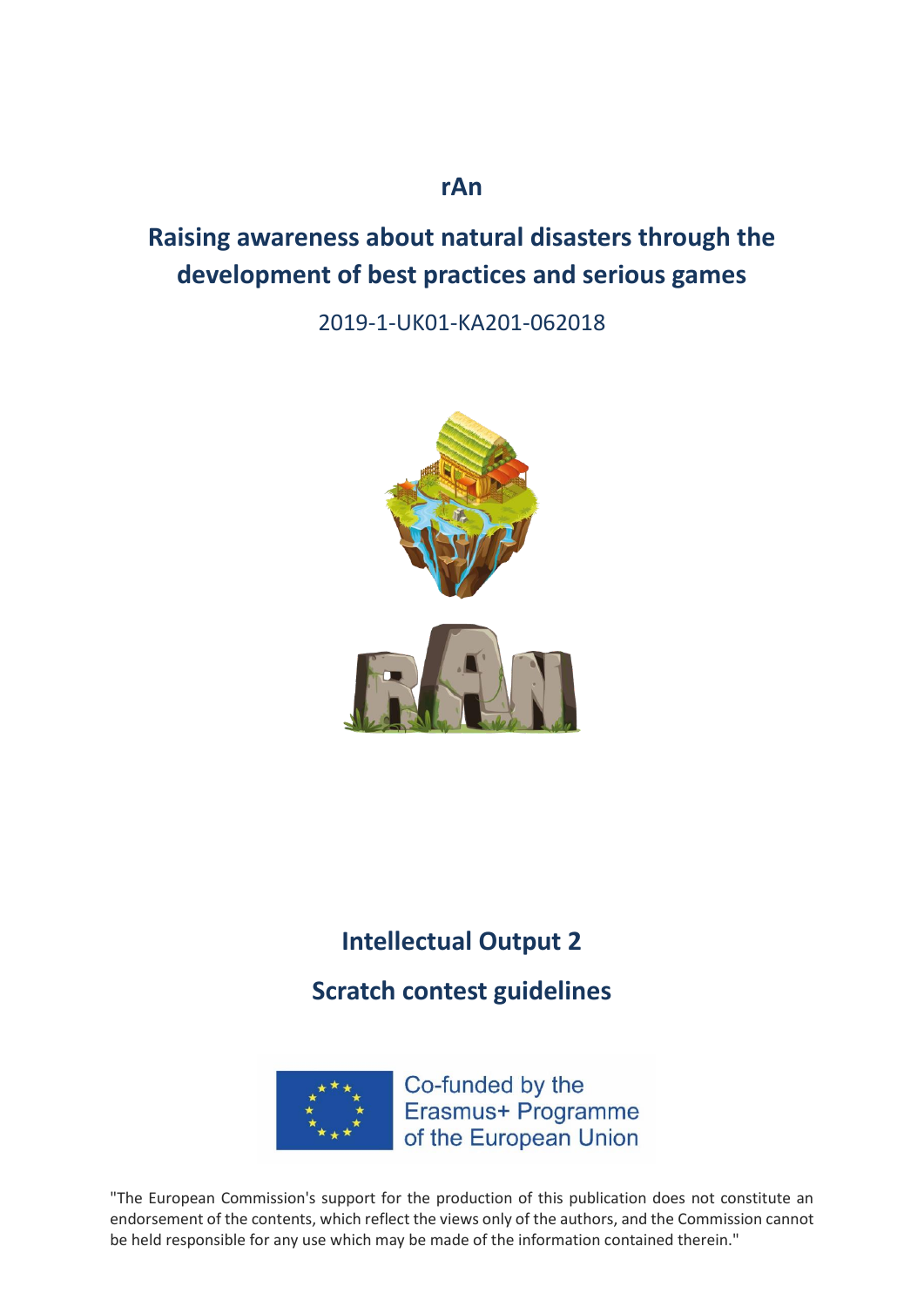**rAn**

# Raising awareness about natural disasters through the development of best practices and serious games

2019-1-UK01-KA201-062018

## Intellectual Output 2

## Scratch contest guidelines

Co-funded by the Erasmus+ Programme of the European Union

"The European Commission's support for the production of this publication does not constitute an endorsement of the contents, which reflect the views only of the authors, and the Commission cannot be held responsible for any use which may be made of the information contained therein."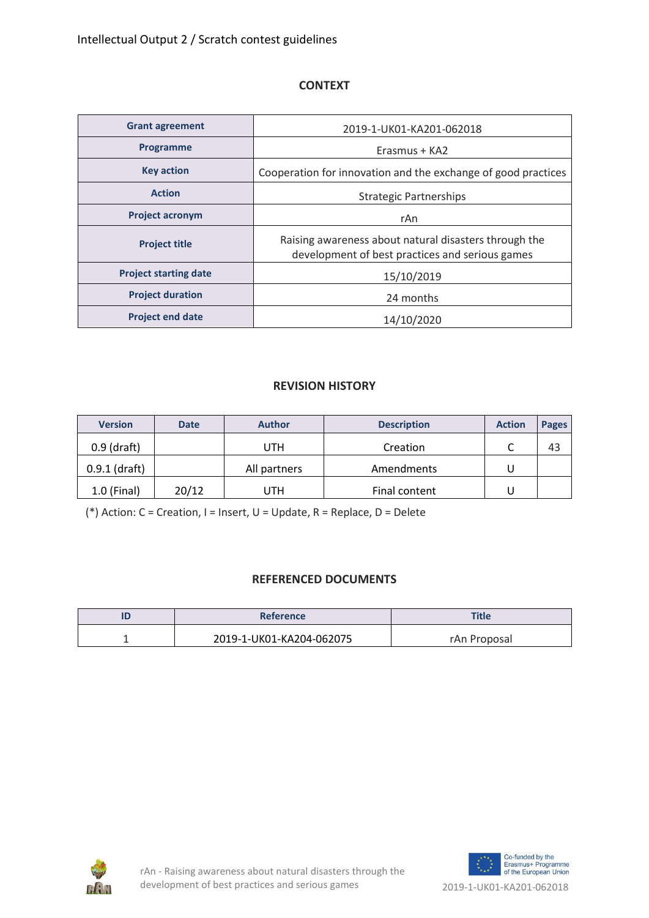## CONTEXT

| Grant agreement | 2019-1-UK01-KA201-062018 |
|---|---|
| Programme | Erasmus + KA2 |
| Key action | Cooperation for innovation and the exchange of good practices |
| Action | Strategic Partnerships |
| Project acronym | rAn |
| Project title | Raising awareness about natural disasters through the development of best practices and serious games |
| Project starting date | 15/10/2019 |
| Project duration | 24 months |
| Project end date | 14/10/2020 |

## REVISION HISTORY

| Version | Date | Author | Description | Action | Pages |
|---|---|---|---|---|---|
| 0.9 (draft) | | UTH | Creation | C | 43 |
| 0.9.1 (draft) | | All partners | Amendments | U | |
| 1.0 (Final) | 20/12 | UTH | Final content | U | |

(*) Action: C = Creation, I = Insert, U = Update, R = Replace, D = Delete

## REFERENCED DOCUMENTS

| ID | Reference | Title |
|---|---|---|
| 1 | 2019-1-UK01-KA204-062075 | rAn Proposal |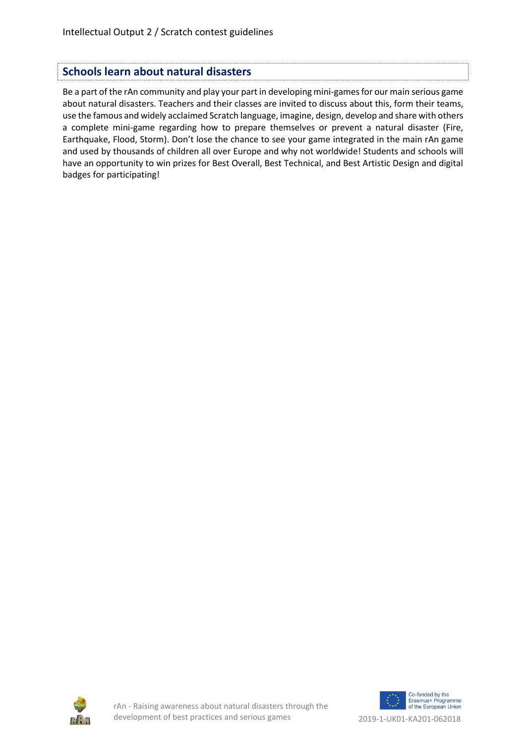## Schools learn about natural disasters

Be a part of the rAn community and play your part in developing mini-games for our main serious game about natural disasters. Teachers and their classes are invited to discuss about this, form their teams, use the famous and widely acclaimed Scratch language, imagine, design, develop and share with others a complete mini-game regarding how to prepare themselves or prevent a natural disaster (Fire, Earthquake, Flood, Storm). Don't lose the chance to see your game integrated in the main rAn game and used by thousands of children all over Europe and why not worldwide! Students and schools will have an opportunity to win prizes for Best Overall, Best Technical, and Best Artistic Design and digital badges for participating!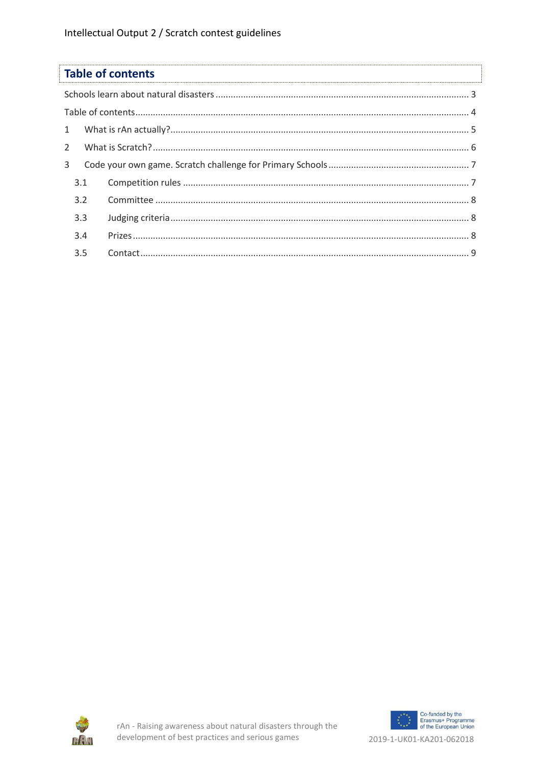## Table of contents

Schools learn about natural disasters ... 3

Table of contents ... 4

1 What is rAn actually? ... 5

2 What is Scratch? ... 6

3 Code your own game. Scratch challenge for Primary Schools ... 7

- 3.1 Competition rules ... 7
- 3.2 Committee ... 8
- 3.3 Judging criteria ... 8
- 3.4 Prizes ... 8
- 3.5 Contact ... 9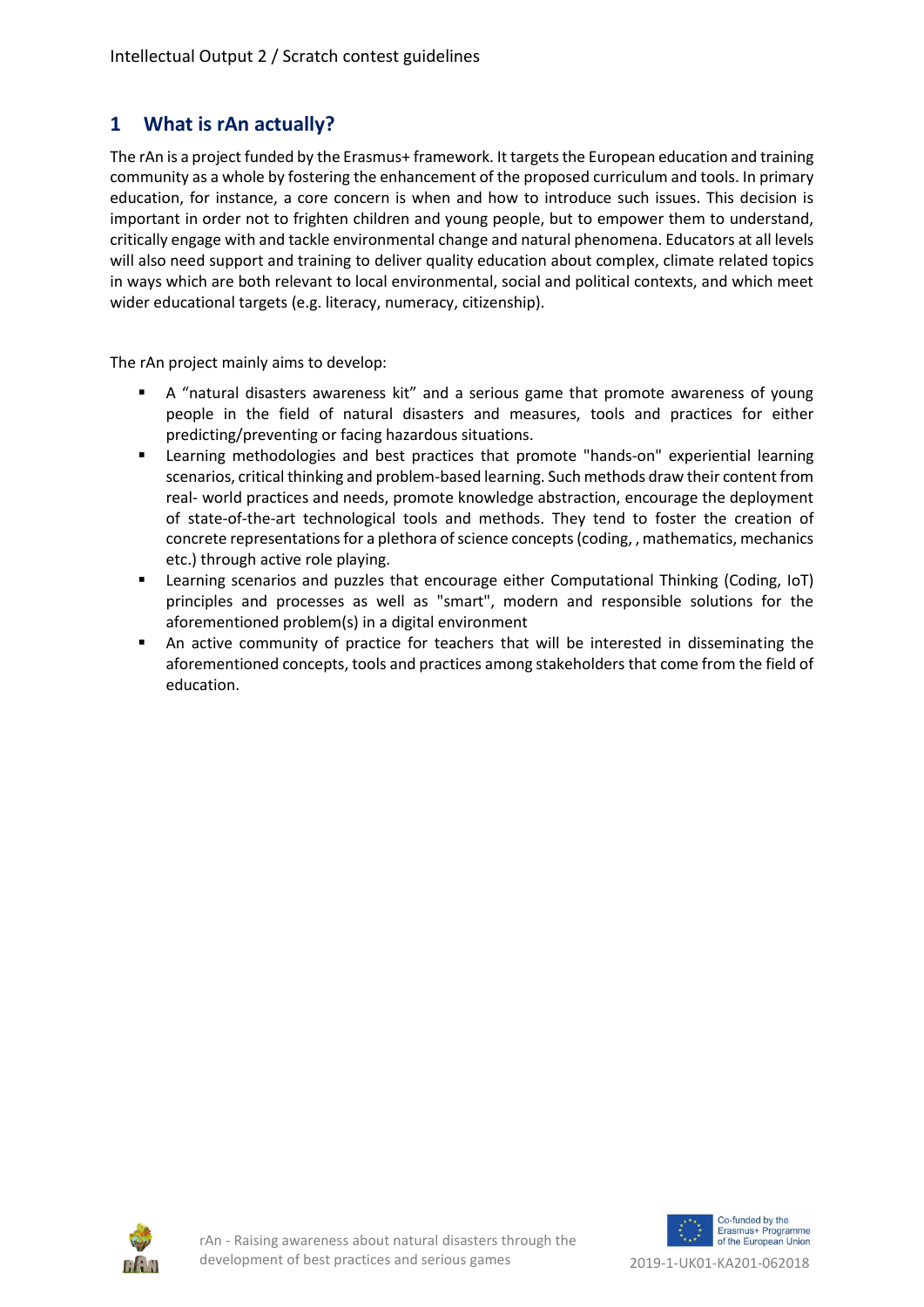# 1 What is rAn actually?

The rAn is a project funded by the Erasmus+ framework. It targets the European education and training community as a whole by fostering the enhancement of the proposed curriculum and tools. In primary education, for instance, a core concern is when and how to introduce such issues. This decision is important in order not to frighten children and young people, but to empower them to understand, critically engage with and tackle environmental change and natural phenomena. Educators at all levels will also need support and training to deliver quality education about complex, climate related topics in ways which are both relevant to local environmental, social and political contexts, and which meet wider educational targets (e.g. literacy, numeracy, citizenship).

The rAn project mainly aims to develop:

- A "natural disasters awareness kit" and a serious game that promote awareness of young people in the field of natural disasters and measures, tools and practices for either predicting/preventing or facing hazardous situations.
- Learning methodologies and best practices that promote "hands-on" experiential learning scenarios, critical thinking and problem-based learning. Such methods draw their content from real- world practices and needs, promote knowledge abstraction, encourage the deployment of state-of-the-art technological tools and methods. They tend to foster the creation of concrete representations for a plethora of science concepts (coding, , mathematics, mechanics etc.) through active role playing.
- Learning scenarios and puzzles that encourage either Computational Thinking (Coding, IoT) principles and processes as well as "smart", modern and responsible solutions for the aforementioned problem(s) in a digital environment
- An active community of practice for teachers that will be interested in disseminating the aforementioned concepts, tools and practices among stakeholders that come from the field of education.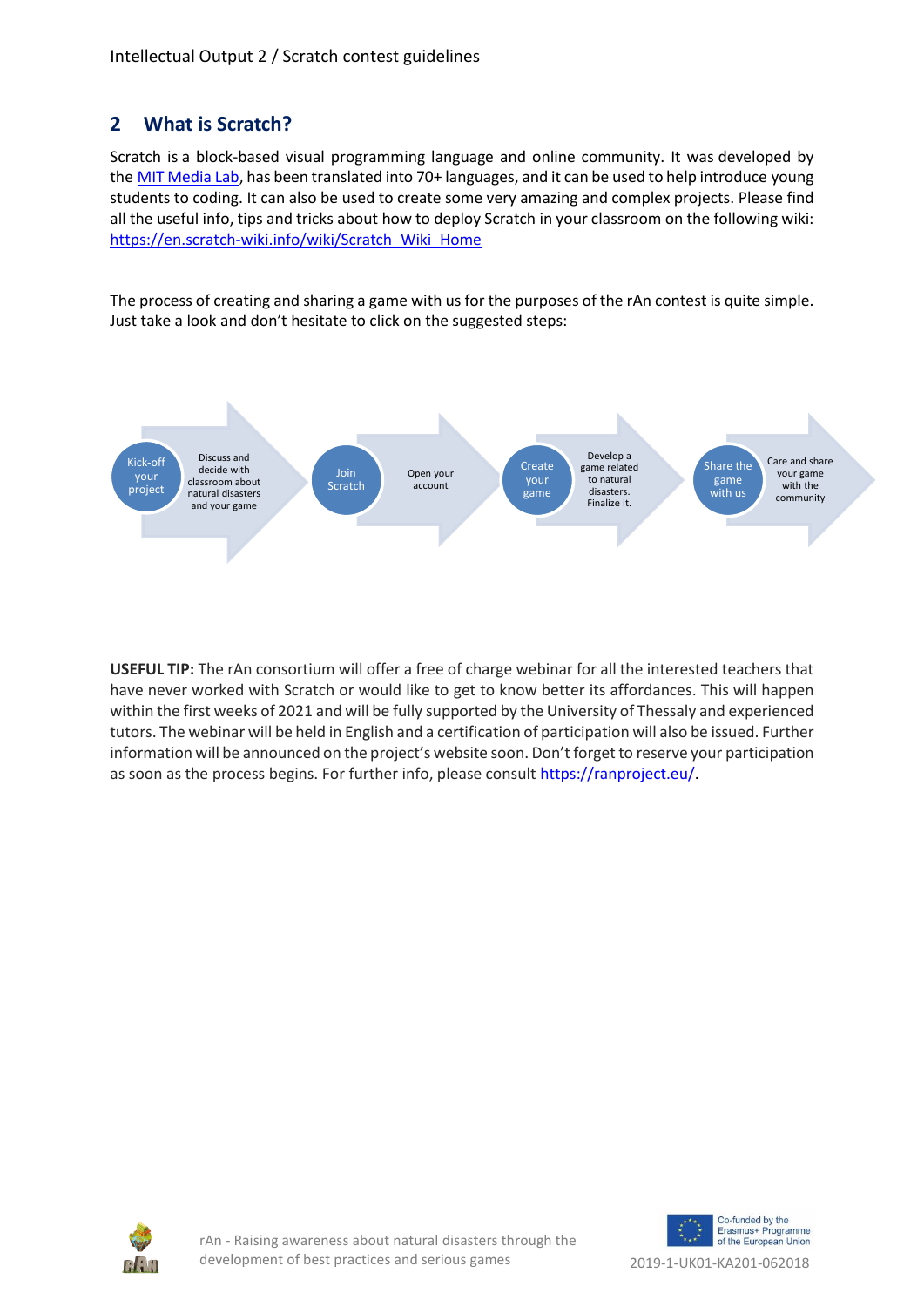## 2 What is Scratch?

Scratch is a block-based visual programming language and online community. It was developed by the MIT Media Lab, has been translated into 70+ languages, and it can be used to help introduce young students to coding. It can also be used to create some very amazing and complex projects. Please find all the useful info, tips and tricks about how to deploy Scratch in your classroom on the following wiki: https://en.scratch-wiki.info/wiki/Scratch_Wiki_Home

The process of creating and sharing a game with us for the purposes of the rAn contest is quite simple. Just take a look and don't hesitate to click on the suggested steps:

- **Kick-off your project**: Discuss and decide with classroom about natural disasters and your game
- **Join Scratch**: Open your account
- **Create your game**: Develop a game related to natural disasters. Finalize it.
- **Share the game with us**: Care and share your game with the community

**USEFUL TIP:** The rAn consortium will offer a free of charge webinar for all the interested teachers that have never worked with Scratch or would like to get to know better its affordances. This will happen within the first weeks of 2021 and will be fully supported by the University of Thessaly and experienced tutors. The webinar will be held in English and a certification of participation will also be issued. Further information will be announced on the project's website soon. Don't forget to reserve your participation as soon as the process begins. For further info, please consult https://ranproject.eu/.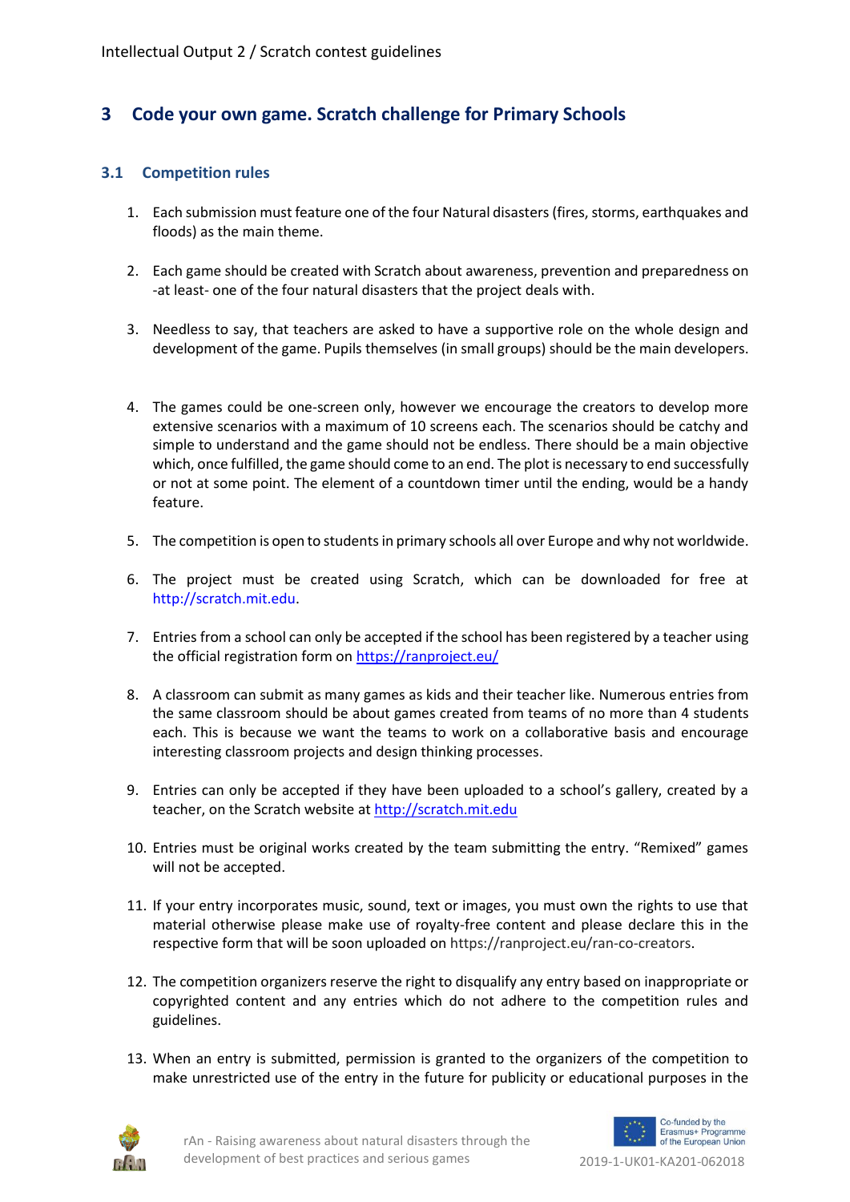# 3 Code your own game. Scratch challenge for Primary Schools

## 3.1 Competition rules

1. Each submission must feature one of the four Natural disasters (fires, storms, earthquakes and floods) as the main theme.

2. Each game should be created with Scratch about awareness, prevention and preparedness on -at least- one of the four natural disasters that the project deals with.

3. Needless to say, that teachers are asked to have a supportive role on the whole design and development of the game. Pupils themselves (in small groups) should be the main developers.

4. The games could be one-screen only, however we encourage the creators to develop more extensive scenarios with a maximum of 10 screens each. The scenarios should be catchy and simple to understand and the game should not be endless. There should be a main objective which, once fulfilled, the game should come to an end. The plot is necessary to end successfully or not at some point. The element of a countdown timer until the ending, would be a handy feature.

5. The competition is open to students in primary schools all over Europe and why not worldwide.

6. The project must be created using Scratch, which can be downloaded for free at http://scratch.mit.edu.

7. Entries from a school can only be accepted if the school has been registered by a teacher using the official registration form on https://ranproject.eu/

8. A classroom can submit as many games as kids and their teacher like. Numerous entries from the same classroom should be about games created from teams of no more than 4 students each. This is because we want the teams to work on a collaborative basis and encourage interesting classroom projects and design thinking processes.

9. Entries can only be accepted if they have been uploaded to a school's gallery, created by a teacher, on the Scratch website at http://scratch.mit.edu

10. Entries must be original works created by the team submitting the entry. "Remixed" games will not be accepted.

11. If your entry incorporates music, sound, text or images, you must own the rights to use that material otherwise please make use of royalty-free content and please declare this in the respective form that will be soon uploaded on https://ranproject.eu/ran-co-creators.

12. The competition organizers reserve the right to disqualify any entry based on inappropriate or copyrighted content and any entries which do not adhere to the competition rules and guidelines.

13. When an entry is submitted, permission is granted to the organizers of the competition to make unrestricted use of the entry in the future for publicity or educational purposes in the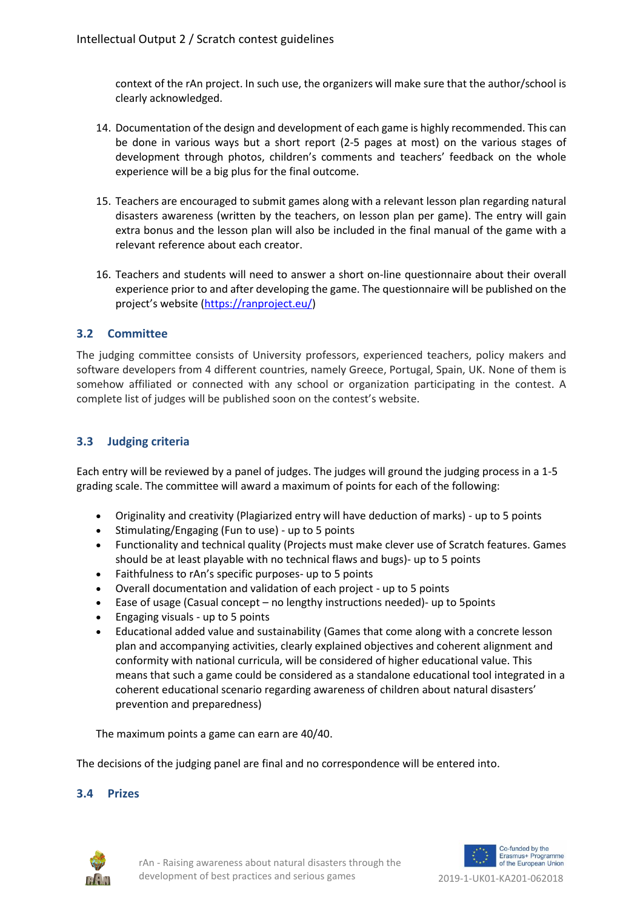context of the rAn project. In such use, the organizers will make sure that the author/school is clearly acknowledged.

14. Documentation of the design and development of each game is highly recommended. This can be done in various ways but a short report (2-5 pages at most) on the various stages of development through photos, children's comments and teachers' feedback on the whole experience will be a big plus for the final outcome.

15. Teachers are encouraged to submit games along with a relevant lesson plan regarding natural disasters awareness (written by the teachers, on lesson plan per game). The entry will gain extra bonus and the lesson plan will also be included in the final manual of the game with a relevant reference about each creator.

16. Teachers and students will need to answer a short on-line questionnaire about their overall experience prior to and after developing the game. The questionnaire will be published on the project's website (https://ranproject.eu/)

### 3.2 Committee

The judging committee consists of University professors, experienced teachers, policy makers and software developers from 4 different countries, namely Greece, Portugal, Spain, UK. None of them is somehow affiliated or connected with any school or organization participating in the contest. A complete list of judges will be published soon on the contest's website.

### 3.3 Judging criteria

Each entry will be reviewed by a panel of judges. The judges will ground the judging process in a 1-5 grading scale. The committee will award a maximum of points for each of the following:

- Originality and creativity (Plagiarized entry will have deduction of marks) - up to 5 points
- Stimulating/Engaging (Fun to use) - up to 5 points
- Functionality and technical quality (Projects must make clever use of Scratch features. Games should be at least playable with no technical flaws and bugs)- up to 5 points
- Faithfulness to rAn's specific purposes- up to 5 points
- Overall documentation and validation of each project - up to 5 points
- Ease of usage (Casual concept – no lengthy instructions needed)- up to 5points
- Engaging visuals - up to 5 points
- Educational added value and sustainability (Games that come along with a concrete lesson plan and accompanying activities, clearly explained objectives and coherent alignment and conformity with national curricula, will be considered of higher educational value. This means that such a game could be considered as a standalone educational tool integrated in a coherent educational scenario regarding awareness of children about natural disasters' prevention and preparedness)

The maximum points a game can earn are 40/40.

The decisions of the judging panel are final and no correspondence will be entered into.

### 3.4 Prizes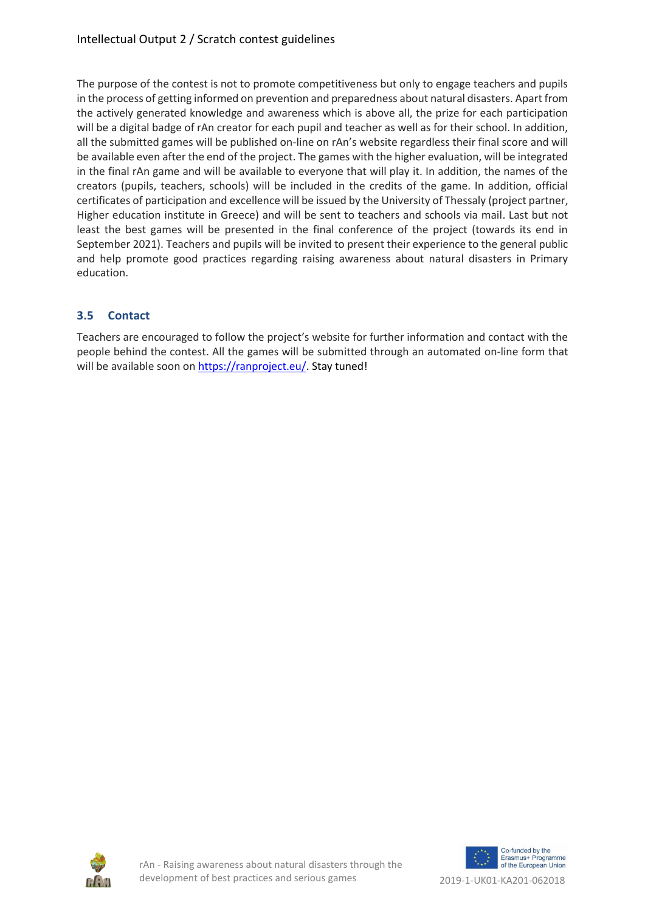The purpose of the contest is not to promote competitiveness but only to engage teachers and pupils in the process of getting informed on prevention and preparedness about natural disasters. Apart from the actively generated knowledge and awareness which is above all, the prize for each participation will be a digital badge of rAn creator for each pupil and teacher as well as for their school. In addition, all the submitted games will be published on-line on rAn's website regardless their final score and will be available even after the end of the project. The games with the higher evaluation, will be integrated in the final rAn game and will be available to everyone that will play it. In addition, the names of the creators (pupils, teachers, schools) will be included in the credits of the game. In addition, official certificates of participation and excellence will be issued by the University of Thessaly (project partner, Higher education institute in Greece) and will be sent to teachers and schools via mail. Last but not least the best games will be presented in the final conference of the project (towards its end in September 2021). Teachers and pupils will be invited to present their experience to the general public and help promote good practices regarding raising awareness about natural disasters in Primary education.

## 3.5 Contact

Teachers are encouraged to follow the project's website for further information and contact with the people behind the contest. All the games will be submitted through an automated on-line form that will be available soon on [https://ranproject.eu/](https://ranproject.eu/). Stay tuned!